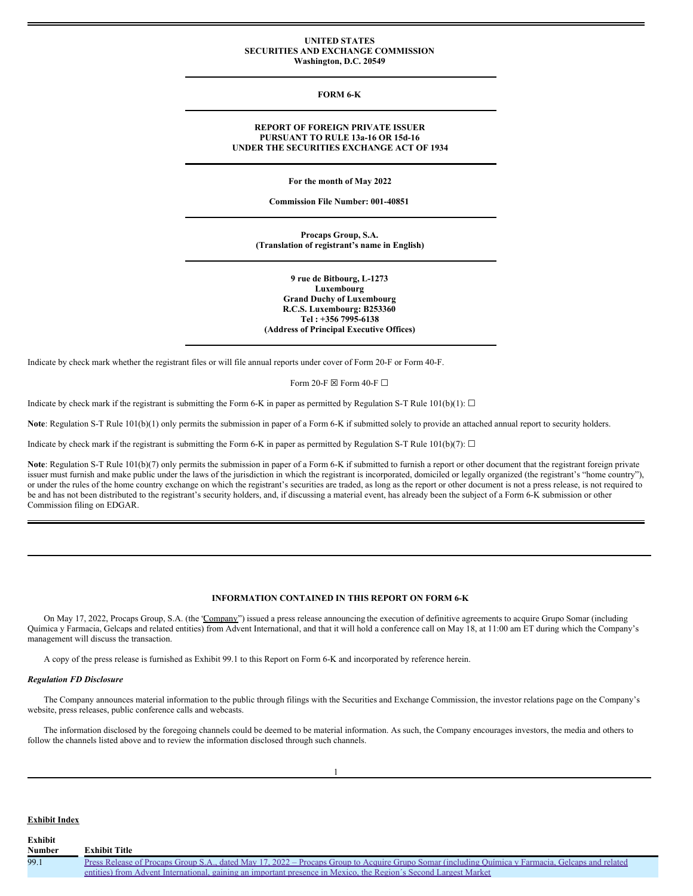**UNITED STATES**
**SECURITIES AND EXCHANGE COMMISSION**
**Washington, D.C. 20549**

---

**FORM 6-K**

---

**REPORT OF FOREIGN PRIVATE ISSUER**
**PURSUANT TO RULE 13a-16 OR 15d-16**
**UNDER THE SECURITIES EXCHANGE ACT OF 1934**

---

**For the month of May 2022**

**Commission File Number: 001-40851**

---

**Procaps Group, S.A.**
**(Translation of registrant's name in English)**

---

**9 rue de Bitbourg, L-1273**
**Luxembourg**
**Grand Duchy of Luxembourg**
**R.C.S. Luxembourg: B253360**
**Tel : +356 7995-6138**
**(Address of Principal Executive Offices)**

---

Indicate by check mark whether the registrant files or will file annual reports under cover of Form 20-F or Form 40-F.

Form 20-F ☒ Form 40-F ☐

Indicate by check mark if the registrant is submitting the Form 6-K in paper as permitted by Regulation S-T Rule 101(b)(1): ☐

**Note**: Regulation S-T Rule 101(b)(1) only permits the submission in paper of a Form 6-K if submitted solely to provide an attached annual report to security holders.

Indicate by check mark if the registrant is submitting the Form 6-K in paper as permitted by Regulation S-T Rule 101(b)(7): ☐

**Note**: Regulation S-T Rule 101(b)(7) only permits the submission in paper of a Form 6-K if submitted to furnish a report or other document that the registrant foreign private issuer must furnish and make public under the laws of the jurisdiction in which the registrant is incorporated, domiciled or legally organized (the registrant's "home country"), or under the rules of the home country exchange on which the registrant's securities are traded, as long as the report or other document is not a press release, is not required to be and has not been distributed to the registrant's security holders, and, if discussing a material event, has already been the subject of a Form 6-K submission or other Commission filing on EDGAR.

---

**INFORMATION CONTAINED IN THIS REPORT ON FORM 6-K**

On May 17, 2022, Procaps Group, S.A. (the "Company") issued a press release announcing the execution of definitive agreements to acquire Grupo Somar (including Química y Farmacia, Gelcaps and related entities) from Advent International, and that it will hold a conference call on May 18, at 11:00 am ET during which the Company's management will discuss the transaction.

A copy of the press release is furnished as Exhibit 99.1 to this Report on Form 6-K and incorporated by reference herein.

***Regulation FD Disclosure***

The Company announces material information to the public through filings with the Securities and Exchange Commission, the investor relations page on the Company's website, press releases, public conference calls and webcasts.

The information disclosed by the foregoing channels could be deemed to be material information. As such, the Company encourages investors, the media and others to follow the channels listed above and to review the information disclosed through such channels.

---

**Exhibit Index**

| Exhibit Number | Exhibit Title |
|---|---|
| 99.1 | Press Release of Procaps Group S.A., dated May 17, 2022 – Procaps Group to Acquire Grupo Somar (including Química y Farmacia, Gelcaps and related entities) from Advent International, gaining an important presence in Mexico, the Region´s Second Largest Market |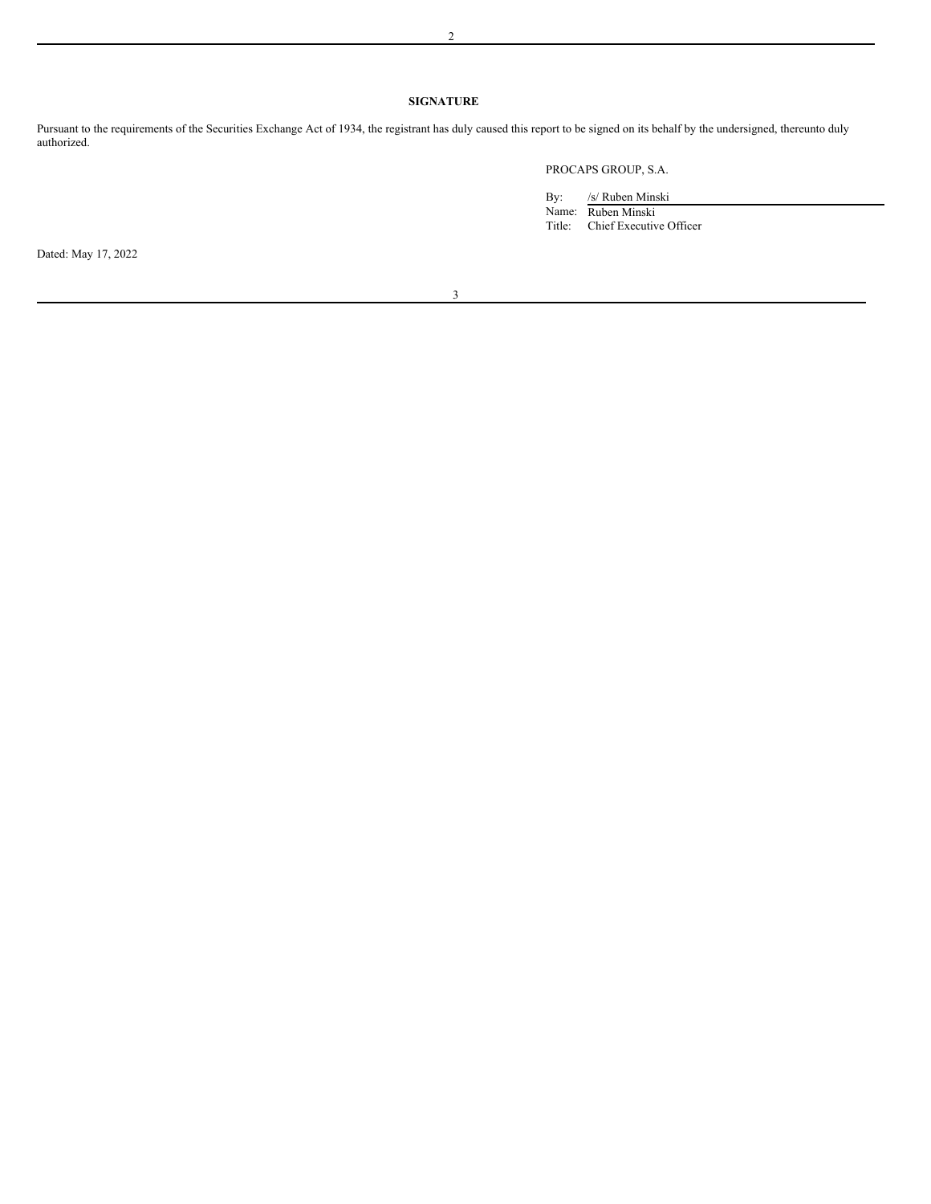## SIGNATURE

Pursuant to the requirements of the Securities Exchange Act of 1934, the registrant has duly caused this report to be signed on its behalf by the undersigned, thereunto duly authorized.

PROCAPS GROUP, S.A.

By: /s/ Ruben Minski
Name: Ruben Minski
Title: Chief Executive Officer

Dated: May 17, 2022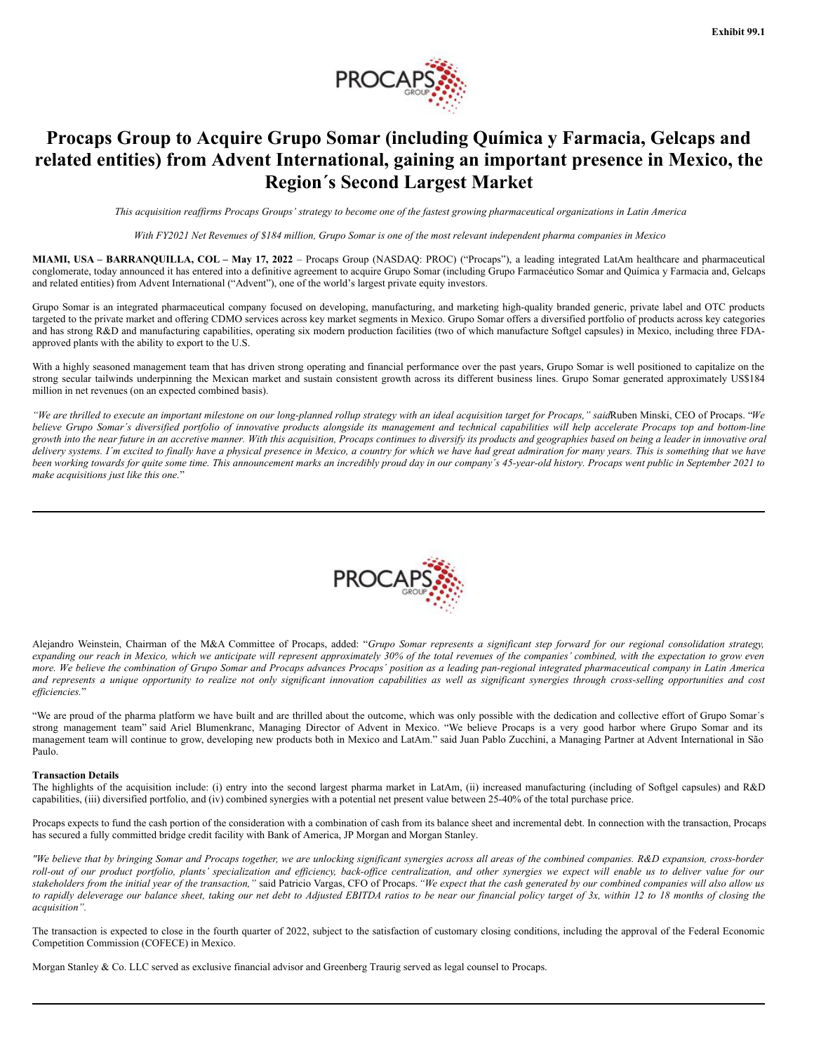Exhibit 99.1

# Procaps Group to Acquire Grupo Somar (including Química y Farmacia, Gelcaps and related entities) from Advent International, gaining an important presence in Mexico, the Region´s Second Largest Market

*This acquisition reaffirms Procaps Groups' strategy to become one of the fastest growing pharmaceutical organizations in Latin America*

*With FY2021 Net Revenues of $184 million, Grupo Somar is one of the most relevant independent pharma companies in Mexico*

**MIAMI, USA – BARRANQUILLA, COL – May 17, 2022** – Procaps Group (NASDAQ: PROC) ("Procaps"), a leading integrated LatAm healthcare and pharmaceutical conglomerate, today announced it has entered into a definitive agreement to acquire Grupo Somar (including Grupo Farmacéutico Somar and Química y Farmacia and, Gelcaps and related entities) from Advent International ("Advent"), one of the world's largest private equity investors.

Grupo Somar is an integrated pharmaceutical company focused on developing, manufacturing, and marketing high-quality branded generic, private label and OTC products targeted to the private market and offering CDMO services across key market segments in Mexico. Grupo Somar offers a diversified portfolio of products across key categories and has strong R&D and manufacturing capabilities, operating six modern production facilities (two of which manufacture Softgel capsules) in Mexico, including three FDA-approved plants with the ability to export to the U.S.

With a highly seasoned management team that has driven strong operating and financial performance over the past years, Grupo Somar is well positioned to capitalize on the strong secular tailwinds underpinning the Mexican market and sustain consistent growth across its different business lines. Grupo Somar generated approximately US$184 million in net revenues (on an expected combined basis).

*"We are thrilled to execute an important milestone on our long-planned rollup strategy with an ideal acquisition target for Procaps," said* Ruben Minski, CEO of Procaps. "*We believe Grupo Somar´s diversified portfolio of innovative products alongside its management and technical capabilities will help accelerate Procaps top and bottom-line growth into the near future in an accretive manner. With this acquisition, Procaps continues to diversify its products and geographies based on being a leader in innovative oral delivery systems. I´m excited to finally have a physical presence in Mexico, a country for which we have had great admiration for many years. This is something that we have been working towards for quite some time. This announcement marks an incredibly proud day in our company´s 45-year-old history. Procaps went public in September 2021 to make acquisitions just like this one.*"

Alejandro Weinstein, Chairman of the M&A Committee of Procaps, added: "*Grupo Somar represents a significant step forward for our regional consolidation strategy, expanding our reach in Mexico, which we anticipate will represent approximately 30% of the total revenues of the companies' combined, with the expectation to grow even more. We believe the combination of Grupo Somar and Procaps advances Procaps´ position as a leading pan-regional integrated pharmaceutical company in Latin America and represents a unique opportunity to realize not only significant innovation capabilities as well as significant synergies through cross-selling opportunities and cost efficiencies.*"

"We are proud of the pharma platform we have built and are thrilled about the outcome, which was only possible with the dedication and collective effort of Grupo Somar´s strong management team" said Ariel Blumenkranc, Managing Director of Advent in Mexico. "We believe Procaps is a very good harbor where Grupo Somar and its management team will continue to grow, developing new products both in Mexico and LatAm." said Juan Pablo Zucchini, a Managing Partner at Advent International in São Paulo.

**Transaction Details**

The highlights of the acquisition include: (i) entry into the second largest pharma market in LatAm, (ii) increased manufacturing (including of Softgel capsules) and R&D capabilities, (iii) diversified portfolio, and (iv) combined synergies with a potential net present value between 25-40% of the total purchase price.

Procaps expects to fund the cash portion of the consideration with a combination of cash from its balance sheet and incremental debt. In connection with the transaction, Procaps has secured a fully committed bridge credit facility with Bank of America, JP Morgan and Morgan Stanley.

*"We believe that by bringing Somar and Procaps together, we are unlocking significant synergies across all areas of the combined companies. R&D expansion, cross-border roll-out of our product portfolio, plants' specialization and efficiency, back-office centralization, and other synergies we expect will enable us to deliver value for our stakeholders from the initial year of the transaction,"* said Patricio Vargas, CFO of Procaps. *"We expect that the cash generated by our combined companies will also allow us to rapidly deleverage our balance sheet, taking our net debt to Adjusted EBITDA ratios to be near our financial policy target of 3x, within 12 to 18 months of closing the acquisition".*

The transaction is expected to close in the fourth quarter of 2022, subject to the satisfaction of customary closing conditions, including the approval of the Federal Economic Competition Commission (COFECE) in Mexico.

Morgan Stanley & Co. LLC served as exclusive financial advisor and Greenberg Traurig served as legal counsel to Procaps.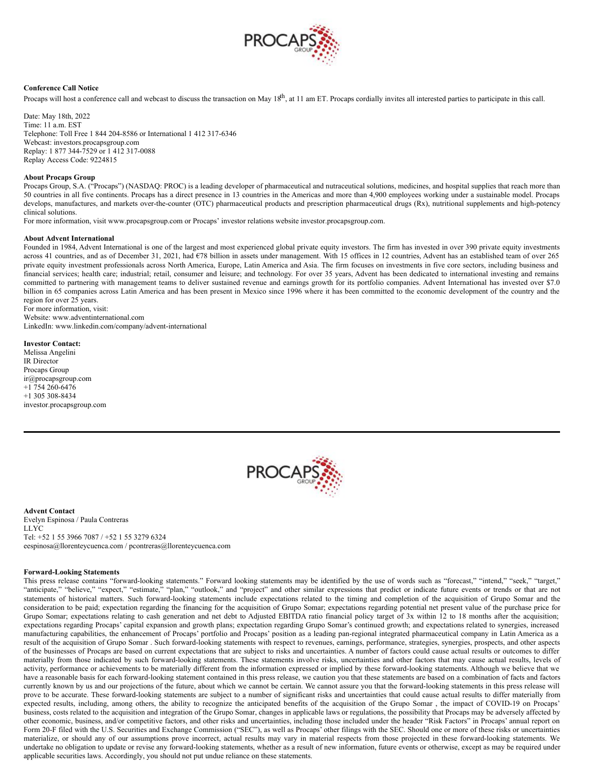**Conference Call Notice**

Procaps will host a conference call and webcast to discuss the transaction on May 18th, at 11 am ET. Procaps cordially invites all interested parties to participate in this call.

Date: May 18th, 2022
Time: 11 a.m. EST
Telephone: Toll Free 1 844 204-8586 or International 1 412 317-6346
Webcast: investors.procapsgroup.com
Replay: 1 877 344-7529 or 1 412 317-0088
Replay Access Code: 9224815

**About Procaps Group**

Procaps Group, S.A. ("Procaps") (NASDAQ: PROC) is a leading developer of pharmaceutical and nutraceutical solutions, medicines, and hospital supplies that reach more than 50 countries in all five continents. Procaps has a direct presence in 13 countries in the Americas and more than 4,900 employees working under a sustainable model. Procaps develops, manufactures, and markets over-the-counter (OTC) pharmaceutical products and prescription pharmaceutical drugs (Rx), nutritional supplements and high-potency clinical solutions.
For more information, visit www.procapsgroup.com or Procaps' investor relations website investor.procapsgroup.com.

**About Advent International**

Founded in 1984, Advent International is one of the largest and most experienced global private equity investors. The firm has invested in over 390 private equity investments across 41 countries, and as of December 31, 2021, had €78 billion in assets under management. With 15 offices in 12 countries, Advent has an established team of over 265 private equity investment professionals across North America, Europe, Latin America and Asia. The firm focuses on investments in five core sectors, including business and financial services; health care; industrial; retail, consumer and leisure; and technology. For over 35 years, Advent has been dedicated to international investing and remains committed to partnering with management teams to deliver sustained revenue and earnings growth for its portfolio companies. Advent International has invested over $7.0 billion in 65 companies across Latin America and has been present in Mexico since 1996 where it has been committed to the economic development of the country and the region for over 25 years.
For more information, visit:
Website: www.adventinternational.com
LinkedIn: www.linkedin.com/company/advent-international

**Investor Contact:**
Melissa Angelini
IR Director
Procaps Group
ir@procapsgroup.com
+1 754 260-6476
+1 305 308-8434
investor.procapsgroup.com

**Advent Contact**
Evelyn Espinosa / Paula Contreras
LLYC
Tel: +52 1 55 3966 7087 / +52 1 55 3279 6324
eespinosa@llorenteycuenca.com / pcontreras@llorenteycuenca.com

**Forward-Looking Statements**

This press release contains "forward-looking statements." Forward looking statements may be identified by the use of words such as "forecast," "intend," "seek," "target," "anticipate," "believe," "expect," "estimate," "plan," "outlook," and "project" and other similar expressions that predict or indicate future events or trends or that are not statements of historical matters. Such forward-looking statements include expectations related to the timing and completion of the acquisition of Grupo Somar and the consideration to be paid; expectation regarding the financing for the acquisition of Grupo Somar; expectations regarding potential net present value of the purchase price for Grupo Somar; expectations relating to cash generation and net debt to Adjusted EBITDA ratio financial policy target of 3x within 12 to 18 months after the acquisition; expectations regarding Procaps' capital expansion and growth plans; expectation regarding Grupo Somar's continued growth; and expectations related to synergies, increased manufacturing capabilities, the enhancement of Procaps' portfolio and Procaps' position as a leading pan-regional integrated pharmaceutical company in Latin America as a result of the acquisition of Grupo Somar . Such forward-looking statements with respect to revenues, earnings, performance, strategies, synergies, prospects, and other aspects of the businesses of Procaps are based on current expectations that are subject to risks and uncertainties. A number of factors could cause actual results or outcomes to differ materially from those indicated by such forward-looking statements. These statements involve risks, uncertainties and other factors that may cause actual results, levels of activity, performance or achievements to be materially different from the information expressed or implied by these forward-looking statements. Although we believe that we have a reasonable basis for each forward-looking statement contained in this press release, we caution you that these statements are based on a combination of facts and factors currently known by us and our projections of the future, about which we cannot be certain. We cannot assure you that the forward-looking statements in this press release will prove to be accurate. These forward-looking statements are subject to a number of significant risks and uncertainties that could cause actual results to differ materially from expected results, including, among others, the ability to recognize the anticipated benefits of the acquisition of the Grupo Somar , the impact of COVID-19 on Procaps' business, costs related to the acquisition and integration of the Grupo Somar, changes in applicable laws or regulations, the possibility that Procaps may be adversely affected by other economic, business, and/or competitive factors, and other risks and uncertainties, including those included under the header "Risk Factors" in Procaps' annual report on Form 20-F filed with the U.S. Securities and Exchange Commission ("SEC"), as well as Procaps' other filings with the SEC. Should one or more of these risks or uncertainties materialize, or should any of our assumptions prove incorrect, actual results may vary in material respects from those projected in these forward-looking statements. We undertake no obligation to update or revise any forward-looking statements, whether as a result of new information, future events or otherwise, except as may be required under applicable securities laws. Accordingly, you should not put undue reliance on these statements.